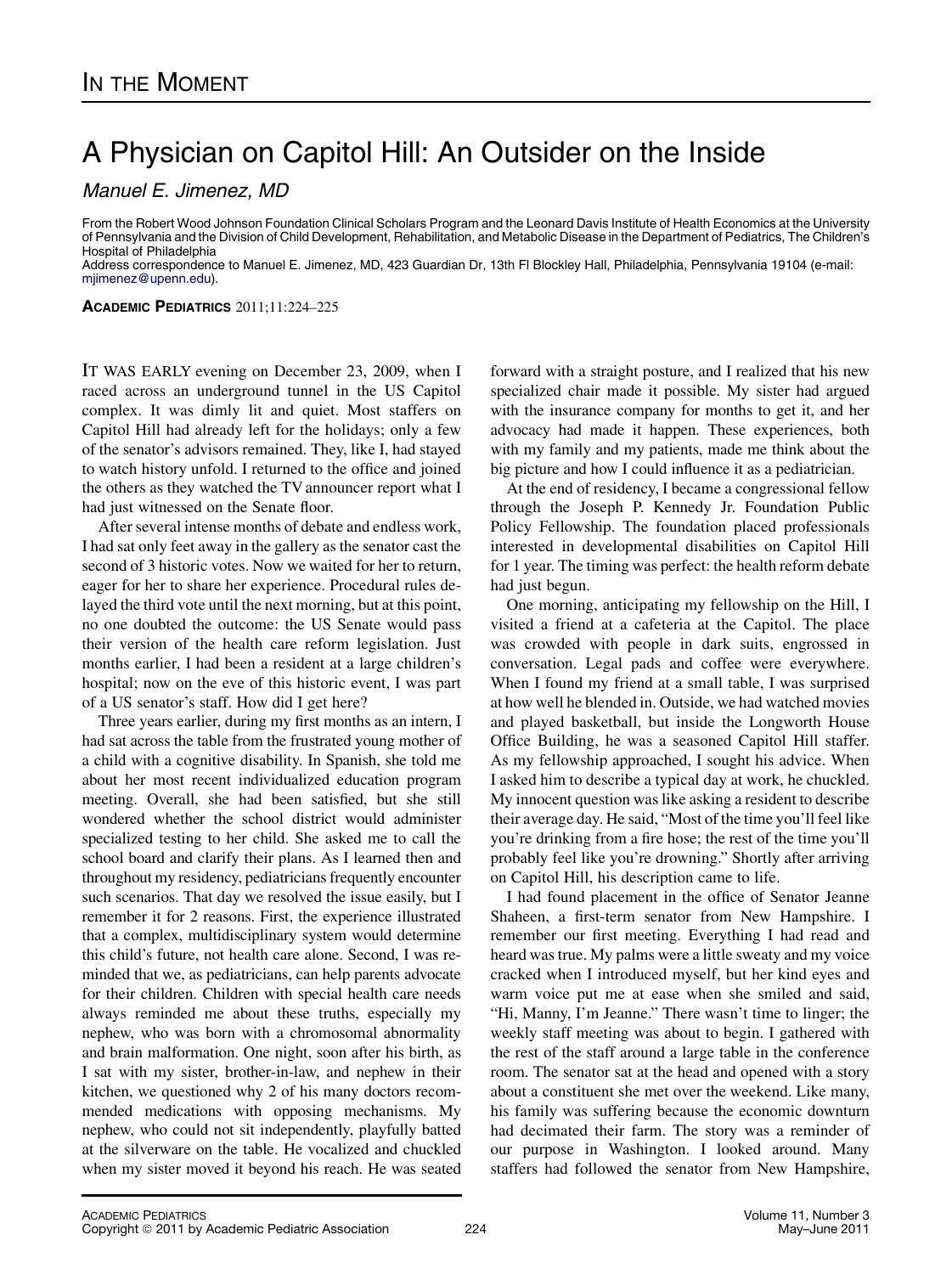IN THE MOMENT

# A Physician on Capitol Hill: An Outsider on the Inside

*Manuel E. Jimenez, MD*

From the Robert Wood Johnson Foundation Clinical Scholars Program and the Leonard Davis Institute of Health Economics at the University of Pennsylvania and the Division of Child Development, Rehabilitation, and Metabolic Disease in the Department of Pediatrics, The Children's Hospital of Philadelphia

Address correspondence to Manuel E. Jimenez, MD, 423 Guardian Dr, 13th Fl Blockley Hall, Philadelphia, Pennsylvania 19104 (e-mail: mjimenez@upenn.edu).

**ACADEMIC PEDIATRICS** 2011;11:224–225

IT WAS EARLY evening on December 23, 2009, when I raced across an underground tunnel in the US Capitol complex. It was dimly lit and quiet. Most staffers on Capitol Hill had already left for the holidays; only a few of the senator's advisors remained. They, like I, had stayed to watch history unfold. I returned to the office and joined the others as they watched the TV announcer report what I had just witnessed on the Senate floor.

After several intense months of debate and endless work, I had sat only feet away in the gallery as the senator cast the second of 3 historic votes. Now we waited for her to return, eager for her to share her experience. Procedural rules delayed the third vote until the next morning, but at this point, no one doubted the outcome: the US Senate would pass their version of the health care reform legislation. Just months earlier, I had been a resident at a large children's hospital; now on the eve of this historic event, I was part of a US senator's staff. How did I get here?

Three years earlier, during my first months as an intern, I had sat across the table from the frustrated young mother of a child with a cognitive disability. In Spanish, she told me about her most recent individualized education program meeting. Overall, she had been satisfied, but she still wondered whether the school district would administer specialized testing to her child. She asked me to call the school board and clarify their plans. As I learned then and throughout my residency, pediatricians frequently encounter such scenarios. That day we resolved the issue easily, but I remember it for 2 reasons. First, the experience illustrated that a complex, multidisciplinary system would determine this child's future, not health care alone. Second, I was reminded that we, as pediatricians, can help parents advocate for their children. Children with special health care needs always reminded me about these truths, especially my nephew, who was born with a chromosomal abnormality and brain malformation. One night, soon after his birth, as I sat with my sister, brother-in-law, and nephew in their kitchen, we questioned why 2 of his many doctors recommended medications with opposing mechanisms. My nephew, who could not sit independently, playfully batted at the silverware on the table. He vocalized and chuckled when my sister moved it beyond his reach. He was seated forward with a straight posture, and I realized that his new specialized chair made it possible. My sister had argued with the insurance company for months to get it, and her advocacy had made it happen. These experiences, both with my family and my patients, made me think about the big picture and how I could influence it as a pediatrician.

At the end of residency, I became a congressional fellow through the Joseph P. Kennedy Jr. Foundation Public Policy Fellowship. The foundation placed professionals interested in developmental disabilities on Capitol Hill for 1 year. The timing was perfect: the health reform debate had just begun.

One morning, anticipating my fellowship on the Hill, I visited a friend at a cafeteria at the Capitol. The place was crowded with people in dark suits, engrossed in conversation. Legal pads and coffee were everywhere. When I found my friend at a small table, I was surprised at how well he blended in. Outside, we had watched movies and played basketball, but inside the Longworth House Office Building, he was a seasoned Capitol Hill staffer. As my fellowship approached, I sought his advice. When I asked him to describe a typical day at work, he chuckled. My innocent question was like asking a resident to describe their average day. He said, "Most of the time you'll feel like you're drinking from a fire hose; the rest of the time you'll probably feel like you're drowning." Shortly after arriving on Capitol Hill, his description came to life.

I had found placement in the office of Senator Jeanne Shaheen, a first-term senator from New Hampshire. I remember our first meeting. Everything I had read and heard was true. My palms were a little sweaty and my voice cracked when I introduced myself, but her kind eyes and warm voice put me at ease when she smiled and said, "Hi, Manny, I'm Jeanne." There wasn't time to linger; the weekly staff meeting was about to begin. I gathered with the rest of the staff around a large table in the conference room. The senator sat at the head and opened with a story about a constituent she met over the weekend. Like many, his family was suffering because the economic downturn had decimated their farm. The story was a reminder of our purpose in Washington. I looked around. Many staffers had followed the senator from New Hampshire,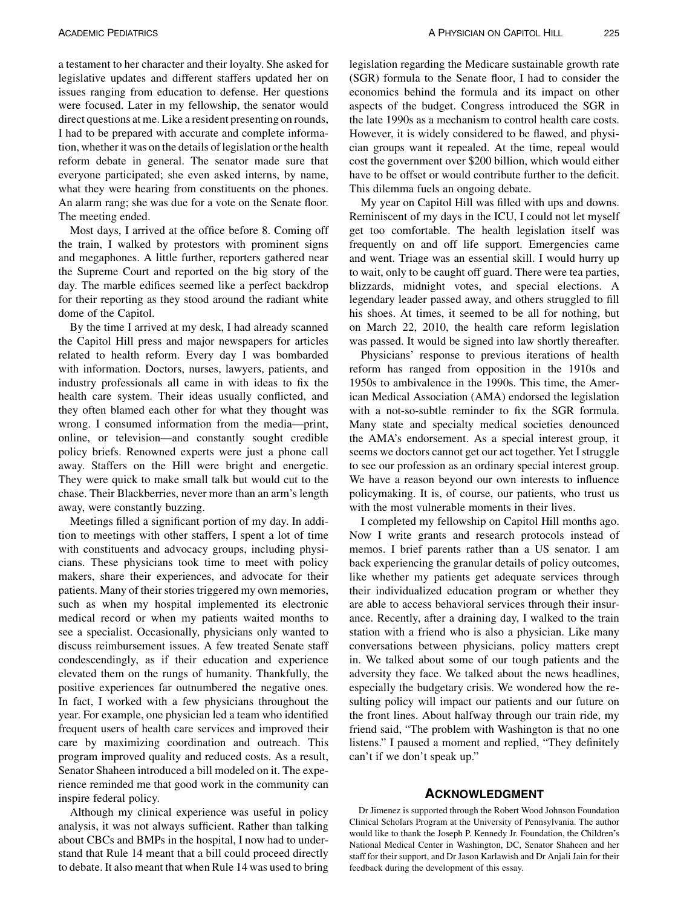a testament to her character and their loyalty. She asked for legislative updates and different staffers updated her on issues ranging from education to defense. Her questions were focused. Later in my fellowship, the senator would direct questions at me. Like a resident presenting on rounds, I had to be prepared with accurate and complete information, whether it was on the details of legislation or the health reform debate in general. The senator made sure that everyone participated; she even asked interns, by name, what they were hearing from constituents on the phones. An alarm rang; she was due for a vote on the Senate floor. The meeting ended.

Most days, I arrived at the office before 8. Coming off the train, I walked by protestors with prominent signs and megaphones. A little further, reporters gathered near the Supreme Court and reported on the big story of the day. The marble edifices seemed like a perfect backdrop for their reporting as they stood around the radiant white dome of the Capitol.

By the time I arrived at my desk, I had already scanned the Capitol Hill press and major newspapers for articles related to health reform. Every day I was bombarded with information. Doctors, nurses, lawyers, patients, and industry professionals all came in with ideas to fix the health care system. Their ideas usually conflicted, and they often blamed each other for what they thought was wrong. I consumed information from the media—print, online, or television—and constantly sought credible policy briefs. Renowned experts were just a phone call away. Staffers on the Hill were bright and energetic. They were quick to make small talk but would cut to the chase. Their Blackberries, never more than an arm's length away, were constantly buzzing.

Meetings filled a significant portion of my day. In addition to meetings with other staffers, I spent a lot of time with constituents and advocacy groups, including physicians. These physicians took time to meet with policy makers, share their experiences, and advocate for their patients. Many of their stories triggered my own memories, such as when my hospital implemented its electronic medical record or when my patients waited months to see a specialist. Occasionally, physicians only wanted to discuss reimbursement issues. A few treated Senate staff condescendingly, as if their education and experience elevated them on the rungs of humanity. Thankfully, the positive experiences far outnumbered the negative ones. In fact, I worked with a few physicians throughout the year. For example, one physician led a team who identified frequent users of health care services and improved their care by maximizing coordination and outreach. This program improved quality and reduced costs. As a result, Senator Shaheen introduced a bill modeled on it. The experience reminded me that good work in the community can inspire federal policy.

Although my clinical experience was useful in policy analysis, it was not always sufficient. Rather than talking about CBCs and BMPs in the hospital, I now had to understand that Rule 14 meant that a bill could proceed directly to debate. It also meant that when Rule 14 was used to bring legislation regarding the Medicare sustainable growth rate (SGR) formula to the Senate floor, I had to consider the economics behind the formula and its impact on other aspects of the budget. Congress introduced the SGR in the late 1990s as a mechanism to control health care costs. However, it is widely considered to be flawed, and physician groups want it repealed. At the time, repeal would cost the government over $200 billion, which would either have to be offset or would contribute further to the deficit. This dilemma fuels an ongoing debate.

My year on Capitol Hill was filled with ups and downs. Reminiscent of my days in the ICU, I could not let myself get too comfortable. The health legislation itself was frequently on and off life support. Emergencies came and went. Triage was an essential skill. I would hurry up to wait, only to be caught off guard. There were tea parties, blizzards, midnight votes, and special elections. A legendary leader passed away, and others struggled to fill his shoes. At times, it seemed to be all for nothing, but on March 22, 2010, the health care reform legislation was passed. It would be signed into law shortly thereafter.

Physicians' response to previous iterations of health reform has ranged from opposition in the 1910s and 1950s to ambivalence in the 1990s. This time, the American Medical Association (AMA) endorsed the legislation with a not-so-subtle reminder to fix the SGR formula. Many state and specialty medical societies denounced the AMA's endorsement. As a special interest group, it seems we doctors cannot get our act together. Yet I struggle to see our profession as an ordinary special interest group. We have a reason beyond our own interests to influence policymaking. It is, of course, our patients, who trust us with the most vulnerable moments in their lives.

I completed my fellowship on Capitol Hill months ago. Now I write grants and research protocols instead of memos. I brief parents rather than a US senator. I am back experiencing the granular details of policy outcomes, like whether my patients get adequate services through their individualized education program or whether they are able to access behavioral services through their insurance. Recently, after a draining day, I walked to the train station with a friend who is also a physician. Like many conversations between physicians, policy matters crept in. We talked about some of our tough patients and the adversity they face. We talked about the news headlines, especially the budgetary crisis. We wondered how the resulting policy will impact our patients and our future on the front lines. About halfway through our train ride, my friend said, "The problem with Washington is that no one listens." I paused a moment and replied, "They definitely can't if we don't speak up."

## Acknowledgment

Dr Jimenez is supported through the Robert Wood Johnson Foundation Clinical Scholars Program at the University of Pennsylvania. The author would like to thank the Joseph P. Kennedy Jr. Foundation, the Children's National Medical Center in Washington, DC, Senator Shaheen and her staff for their support, and Dr Jason Karlawish and Dr Anjali Jain for their feedback during the development of this essay.